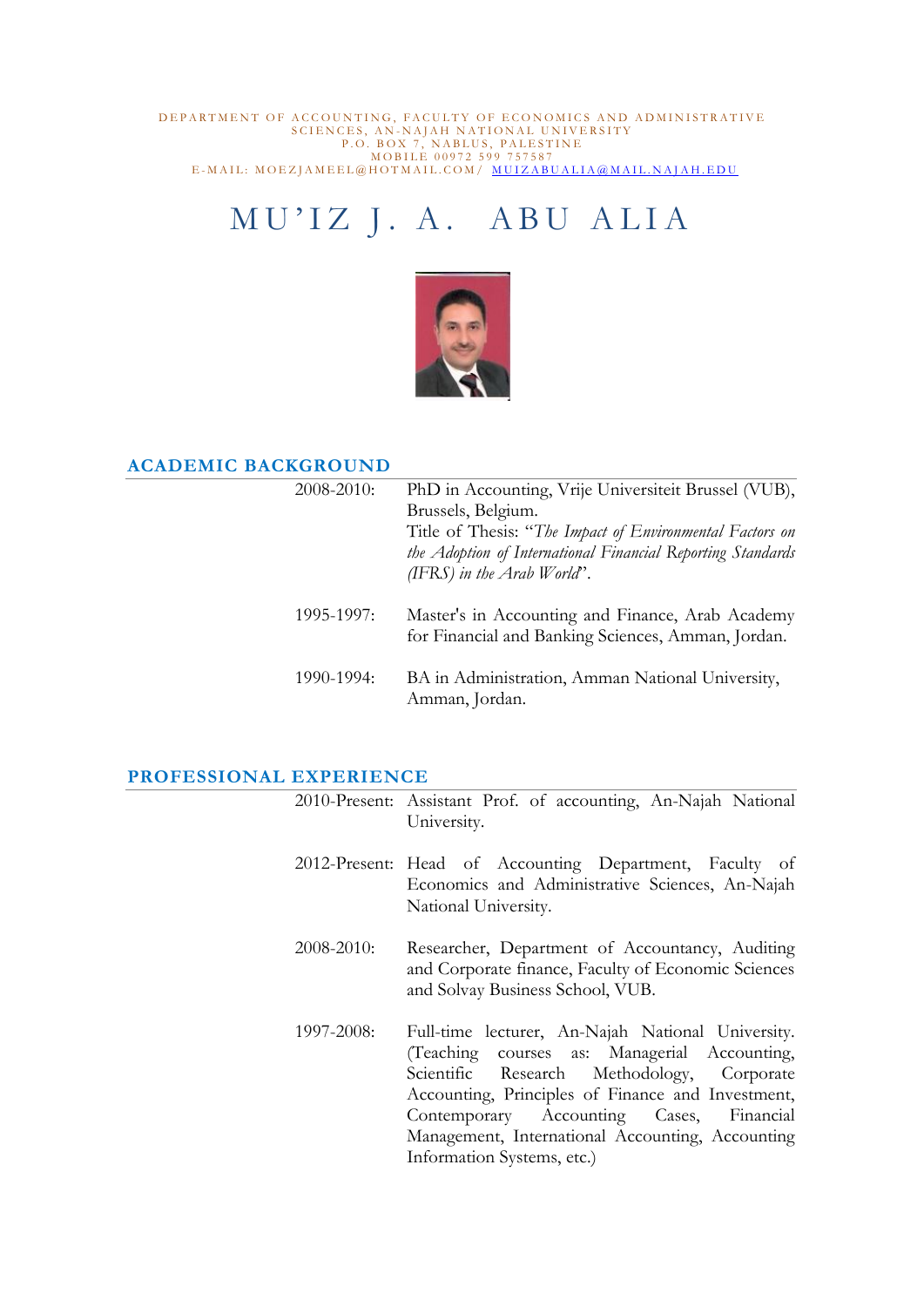DEPARTMENT OF ACCOUNTING, FACULTY OF ECONOMICS AND ADMINISTRATIVE SCIENCES, AN-NAJAH NATIONAL UNIVERSITY
P.O. BOX 7, NABLUS, PALESTINE
MOBILE 00972 599 757587
E-MAIL: MOEZJAMEEL@HOTMAIL.COM/ MUIZABUALIA@MAIL.NAJAH.EDU

# MU'IZ J. A. ABU ALIA

## ACADEMIC BACKGROUND

| | |
|---|---|
| 2008-2010: | PhD in Accounting, Vrije Universiteit Brussel (VUB), Brussels, Belgium. Title of Thesis: "*The Impact of Environmental Factors on the Adoption of International Financial Reporting Standards (IFRS) in the Arab World*". |
| 1995-1997: | Master's in Accounting and Finance, Arab Academy for Financial and Banking Sciences, Amman, Jordan. |
| 1990-1994: | BA in Administration, Amman National University, Amman, Jordan. |

## PROFESSIONAL EXPERIENCE

| | |
|---|---|
| 2010-Present: | Assistant Prof. of accounting, An-Najah National University. |
| 2012-Present: | Head of Accounting Department, Faculty of Economics and Administrative Sciences, An-Najah National University. |
| 2008-2010: | Researcher, Department of Accountancy, Auditing and Corporate finance, Faculty of Economic Sciences and Solvay Business School, VUB. |
| 1997-2008: | Full-time lecturer, An-Najah National University. (Teaching courses as: Managerial Accounting, Scientific Research Methodology, Corporate Accounting, Principles of Finance and Investment, Contemporary Accounting Cases, Financial Management, International Accounting, Accounting Information Systems, etc.) |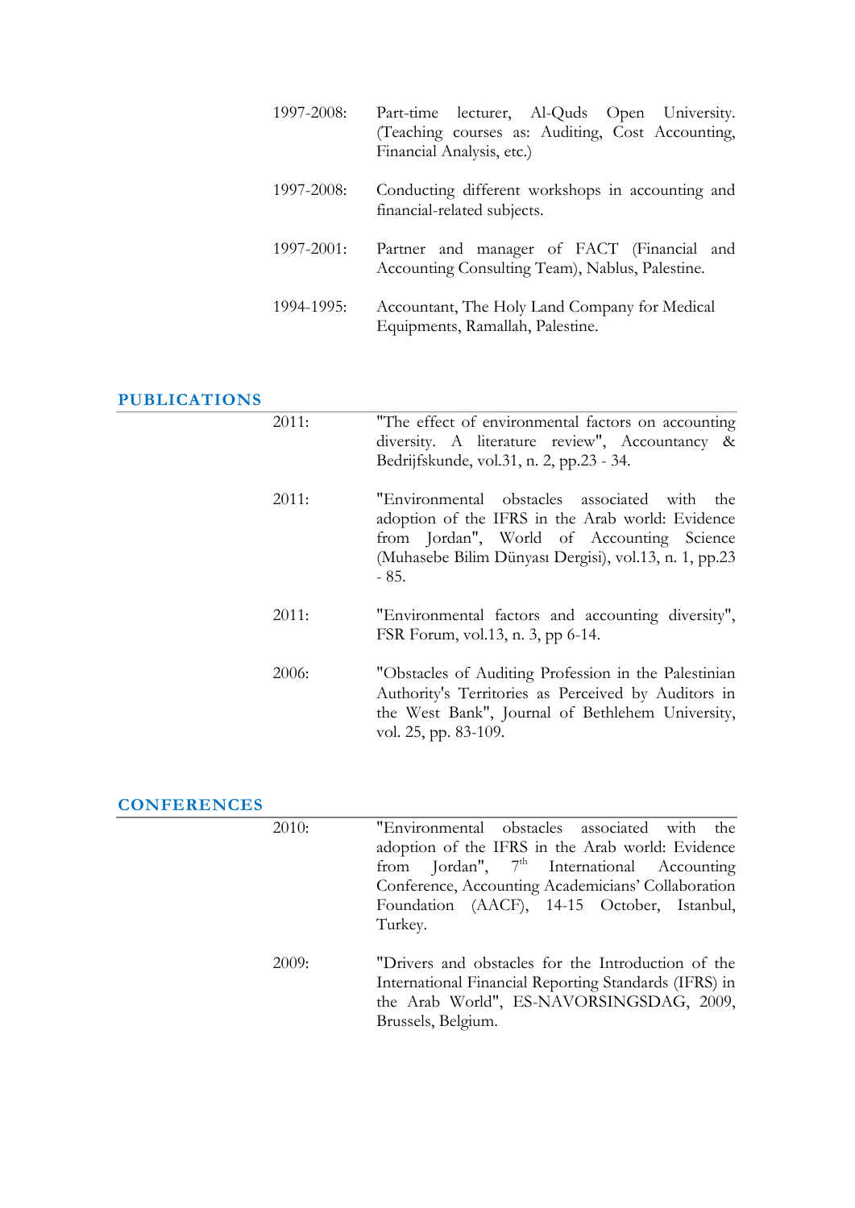1997-2008: Part-time lecturer, Al-Quds Open University. (Teaching courses as: Auditing, Cost Accounting, Financial Analysis, etc.)

1997-2008: Conducting different workshops in accounting and financial-related subjects.

1997-2001: Partner and manager of FACT (Financial and Accounting Consulting Team), Nablus, Palestine.

1994-1995: Accountant, The Holy Land Company for Medical Equipments, Ramallah, Palestine.

## PUBLICATIONS

2011: "The effect of environmental factors on accounting diversity. A literature review", Accountancy & Bedrijfskunde, vol.31, n. 2, pp.23 - 34.

2011: "Environmental obstacles associated with the adoption of the IFRS in the Arab world: Evidence from Jordan", World of Accounting Science (Muhasebe Bilim Dünyası Dergisi), vol.13, n. 1, pp.23 - 85.

2011: "Environmental factors and accounting diversity", FSR Forum, vol.13, n. 3, pp 6-14.

2006: "Obstacles of Auditing Profession in the Palestinian Authority's Territories as Perceived by Auditors in the West Bank", Journal of Bethlehem University, vol. 25, pp. 83-109.

## CONFERENCES

2010: "Environmental obstacles associated with the adoption of the IFRS in the Arab world: Evidence from Jordan", 7th International Accounting Conference, Accounting Academicians' Collaboration Foundation (AACF), 14-15 October, Istanbul, Turkey.

2009: "Drivers and obstacles for the Introduction of the International Financial Reporting Standards (IFRS) in the Arab World", ES-NAVORSINGSDAG, 2009, Brussels, Belgium.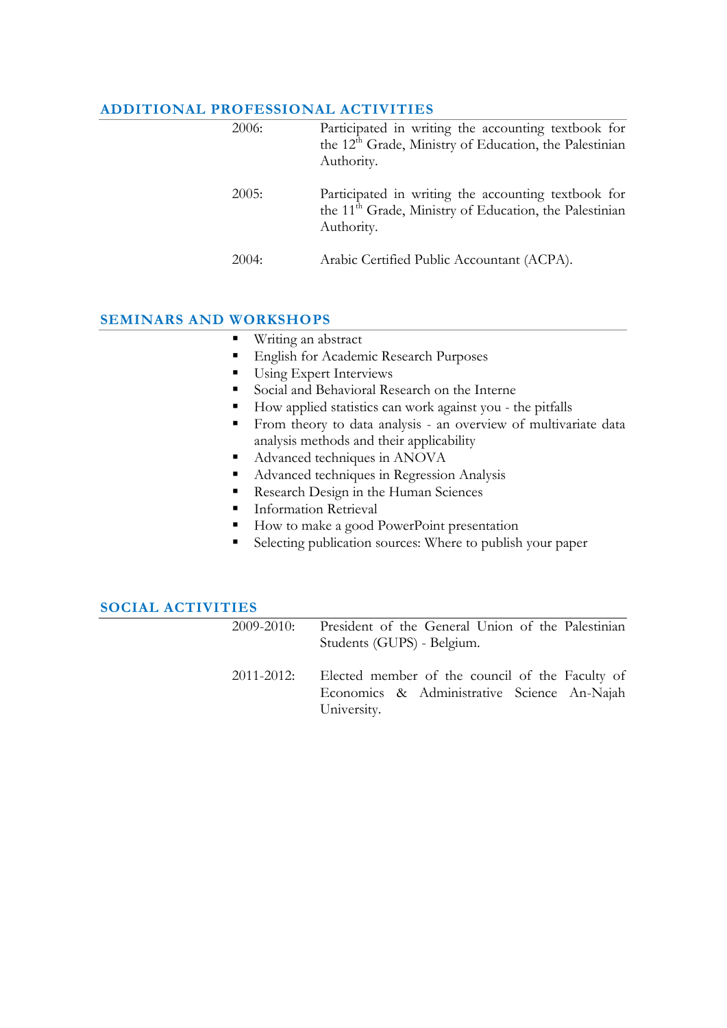## ADDITIONAL PROFESSIONAL ACTIVITIES

2006: Participated in writing the accounting textbook for the 12th Grade, Ministry of Education, the Palestinian Authority.

2005: Participated in writing the accounting textbook for the 11th Grade, Ministry of Education, the Palestinian Authority.

2004: Arabic Certified Public Accountant (ACPA).

## SEMINARS AND WORKSHOPS

- Writing an abstract
- English for Academic Research Purposes
- Using Expert Interviews
- Social and Behavioral Research on the Interne
- How applied statistics can work against you - the pitfalls
- From theory to data analysis - an overview of multivariate data analysis methods and their applicability
- Advanced techniques in ANOVA
- Advanced techniques in Regression Analysis
- Research Design in the Human Sciences
- Information Retrieval
- How to make a good PowerPoint presentation
- Selecting publication sources: Where to publish your paper

## SOCIAL ACTIVITIES

2009-2010: President of the General Union of the Palestinian Students (GUPS) - Belgium.

2011-2012: Elected member of the council of the Faculty of Economics & Administrative Science An-Najah University.